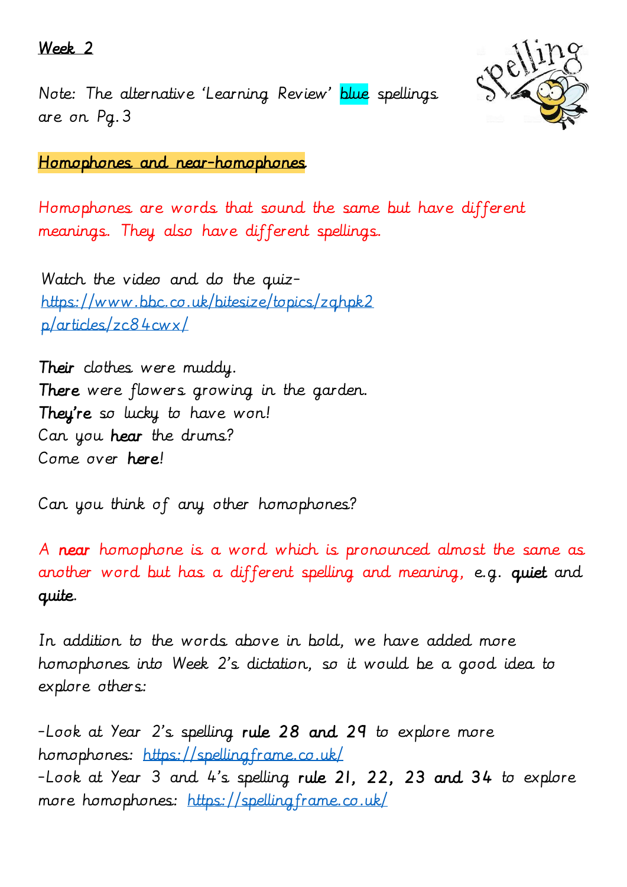**Week 2**

Note: The alternative 'Learning Review' blue spellings are on Pg.3

**Homophones and near-homophones**

Homophones are words that sound the same but have different meanings. They also have different spellings.

Watch the video and do the quiz- https://www.bbc.co.uk/bitesize/topics/zqhpk2p/articles/zc84cwx/

**Their** clothes were muddy.
**There** were flowers growing in the garden.
**They're** so lucky to have won!
Can you **hear** the drums?
Come over **here**!

Can you think of any other homophones?

A **near** homophone is a word which is pronounced almost the same as another word but has a different spelling and meaning, e.g. **quiet** and **quite**.

In addition to the words above in bold, we have added more homophones into Week 2's dictation, so it would be a good idea to explore others:

-Look at Year 2's spelling **rule 28 and 29** to explore more homophones: https://spellingframe.co.uk/
-Look at Year 3 and 4's spelling **rule 21, 22, 23 and 34** to explore more homophones: https://spellingframe.co.uk/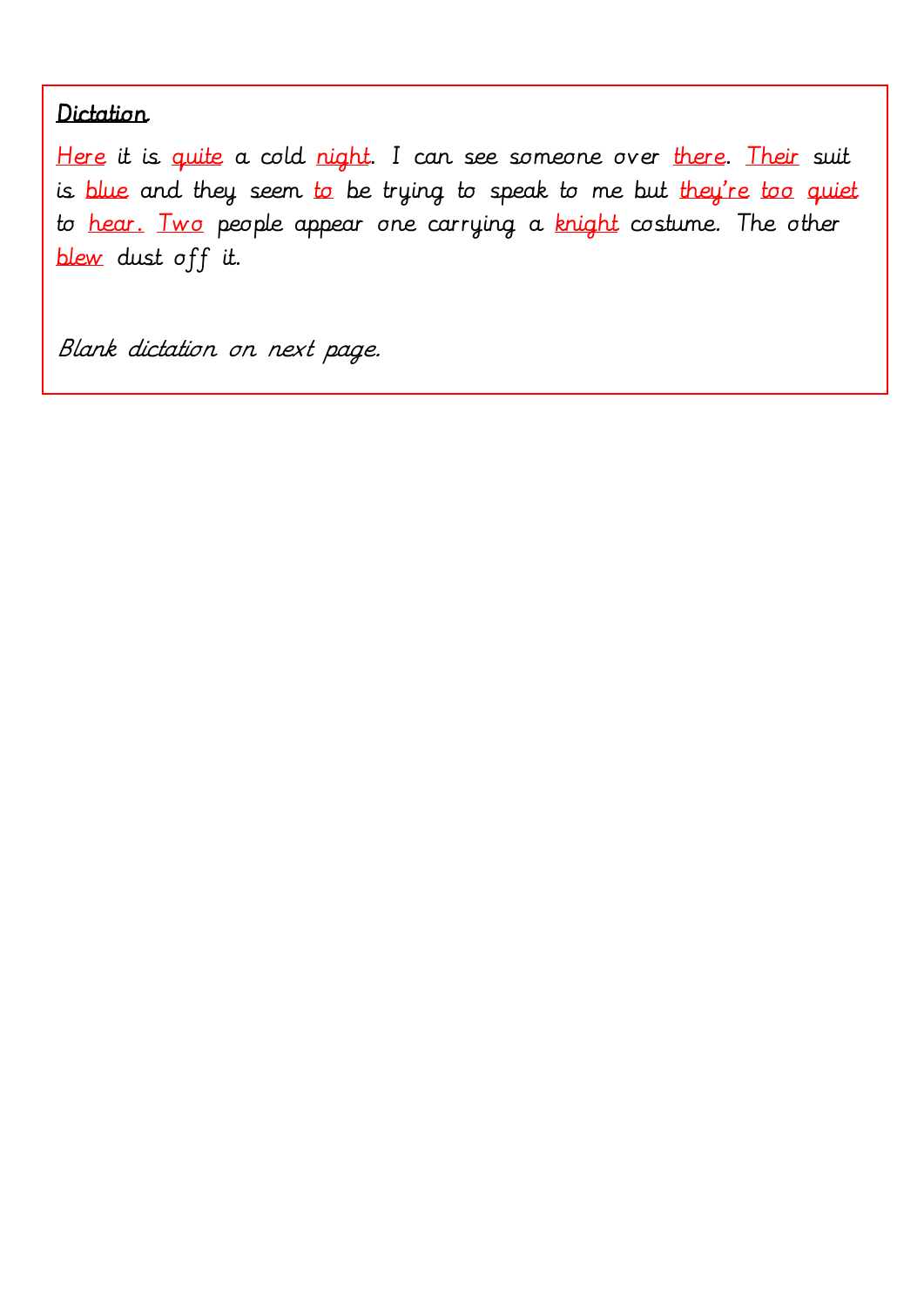**Dictation**

Here it is quite a cold night. I can see someone over there. Their suit is blue and they seem to be trying to speak to me but they're too quiet to hear. Two people appear one carrying a knight costume. The other blew dust off it.

*Blank dictation on next page.*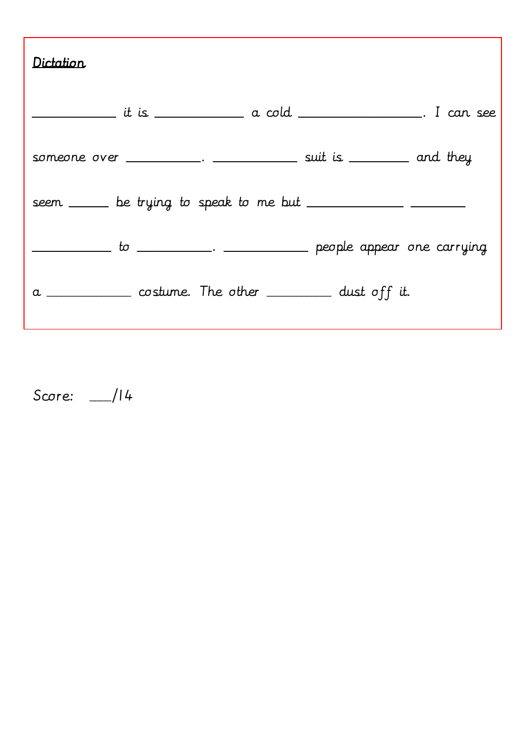**Dictation**

___________ it is ____________ a cold _______________. I can see someone over __________. ___________ suit is ________ and they seem _____ be trying to speak to me but _____________ _______ __________ to __________. ___________ people appear one carrying a ___________ costume. The other ________ dust off it.

Score: ___/14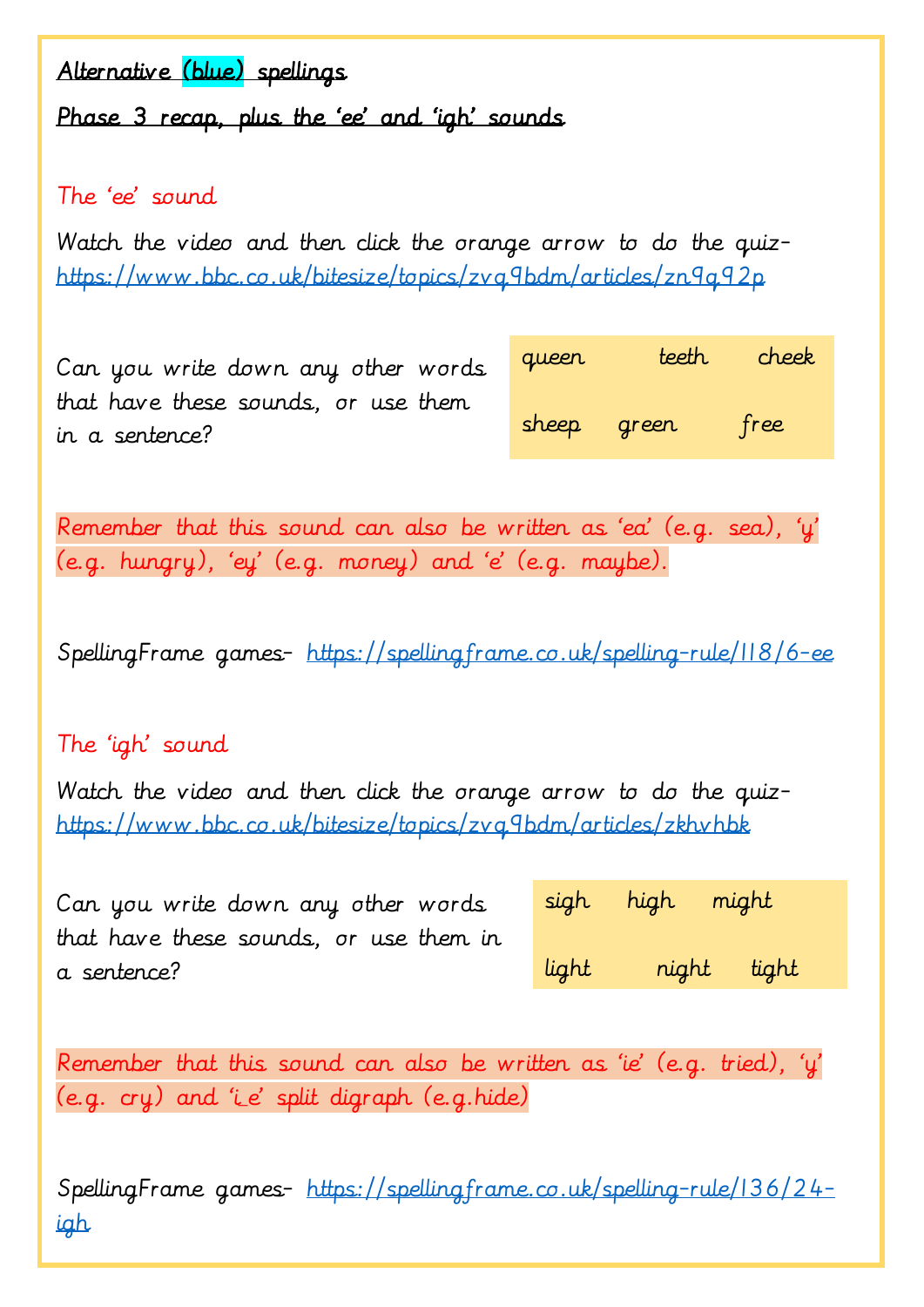**Alternative (blue) spellings**

**Phase 3 recap, plus the 'ee' and 'igh' sounds**

## The 'ee' sound

Watch the video and then click the orange arrow to do the quiz- https://www.bbc.co.uk/bitesize/topics/zvq9bdm/articles/zn9q92p

Can you write down any other words that have these sounds, or use them in a sentence?

| | | |
|---|---|---|
| queen | teeth | cheek |
| sheep | green | free |

Remember that this sound can also be written as 'ea' (e.g. sea), 'y' (e.g. hungry), 'ey' (e.g. money) and 'e' (e.g. maybe).

SpellingFrame games- https://spellingframe.co.uk/spelling-rule/118/6-ee

## The 'igh' sound

Watch the video and then click the orange arrow to do the quiz- https://www.bbc.co.uk/bitesize/topics/zvq9bdm/articles/zkhvhbk

Can you write down any other words that have these sounds, or use them in a sentence?

| | | |
|---|---|---|
| sigh | high | might |
| light | night | tight |

Remember that this sound can also be written as 'ie' (e.g. tried), 'y' (e.g. cry) and 'i_e' split digraph (e.g.hide)

SpellingFrame games- https://spellingframe.co.uk/spelling-rule/136/24-igh